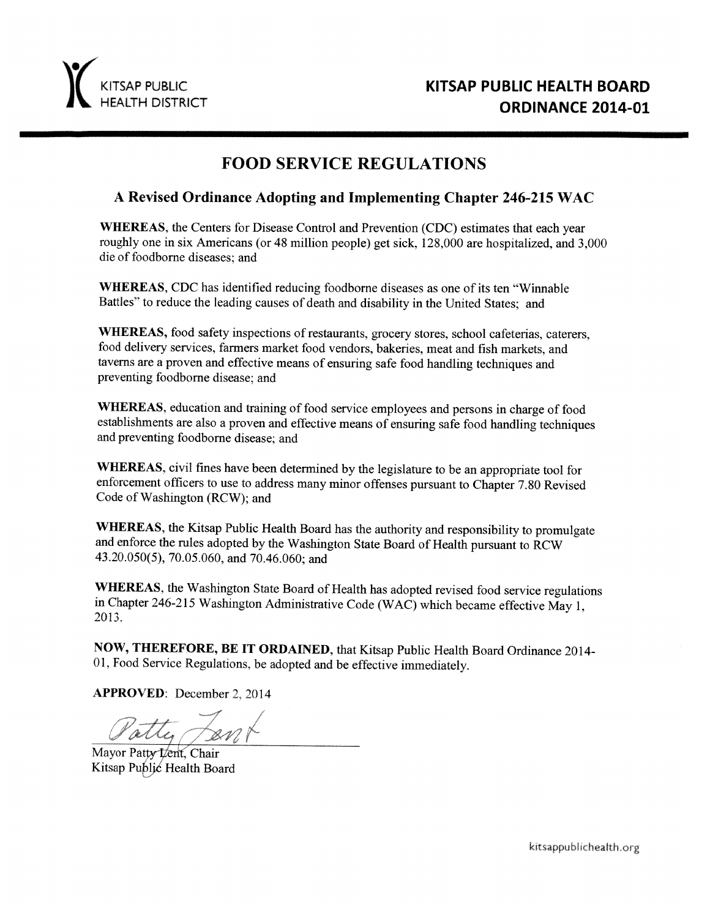KITSAP PUBLIC HEALTH DISTRICT

# KITSAP PUBLIC HEALTH BOARD ORDINANCE 2014-01

## FOOD SERVICE REGULATIONS

### A Revised Ordinance Adopting and Implementing Chapter 246-215 WAC

**WHEREAS**, the Centers for Disease Control and Prevention (CDC) estimates that each year roughly one in six Americans (or 48 million people) get sick, 128,000 are hospitalized, and 3,000 die of foodborne diseases; and

**WHEREAS**, CDC has identified reducing foodborne diseases as one of its ten "Winnable Battles" to reduce the leading causes of death and disability in the United States; and

**WHEREAS,** food safety inspections of restaurants, grocery stores, school cafeterias, caterers, food delivery services, farmers market food vendors, bakeries, meat and fish markets, and taverns are a proven and effective means of ensuring safe food handling techniques and preventing foodborne disease; and

**WHEREAS**, education and training of food service employees and persons in charge of food establishments are also a proven and effective means of ensuring safe food handling techniques and preventing foodborne disease; and

**WHEREAS**, civil fines have been determined by the legislature to be an appropriate tool for enforcement officers to use to address many minor offenses pursuant to Chapter 7.80 Revised Code of Washington (RCW); and

**WHEREAS**, the Kitsap Public Health Board has the authority and responsibility to promulgate and enforce the rules adopted by the Washington State Board of Health pursuant to RCW 43.20.050(5), 70.05.060, and 70.46.060; and

**WHEREAS**, the Washington State Board of Health has adopted revised food service regulations in Chapter 246-215 Washington Administrative Code (WAC) which became effective May 1, 2013.

**NOW, THEREFORE, BE IT ORDAINED**, that Kitsap Public Health Board Ordinance 2014-01, Food Service Regulations, be adopted and be effective immediately.

**APPROVED**: December 2, 2014

Patty Lent

Mayor Patty Lent, Chair
Kitsap Public Health Board

kitsappublichealth.org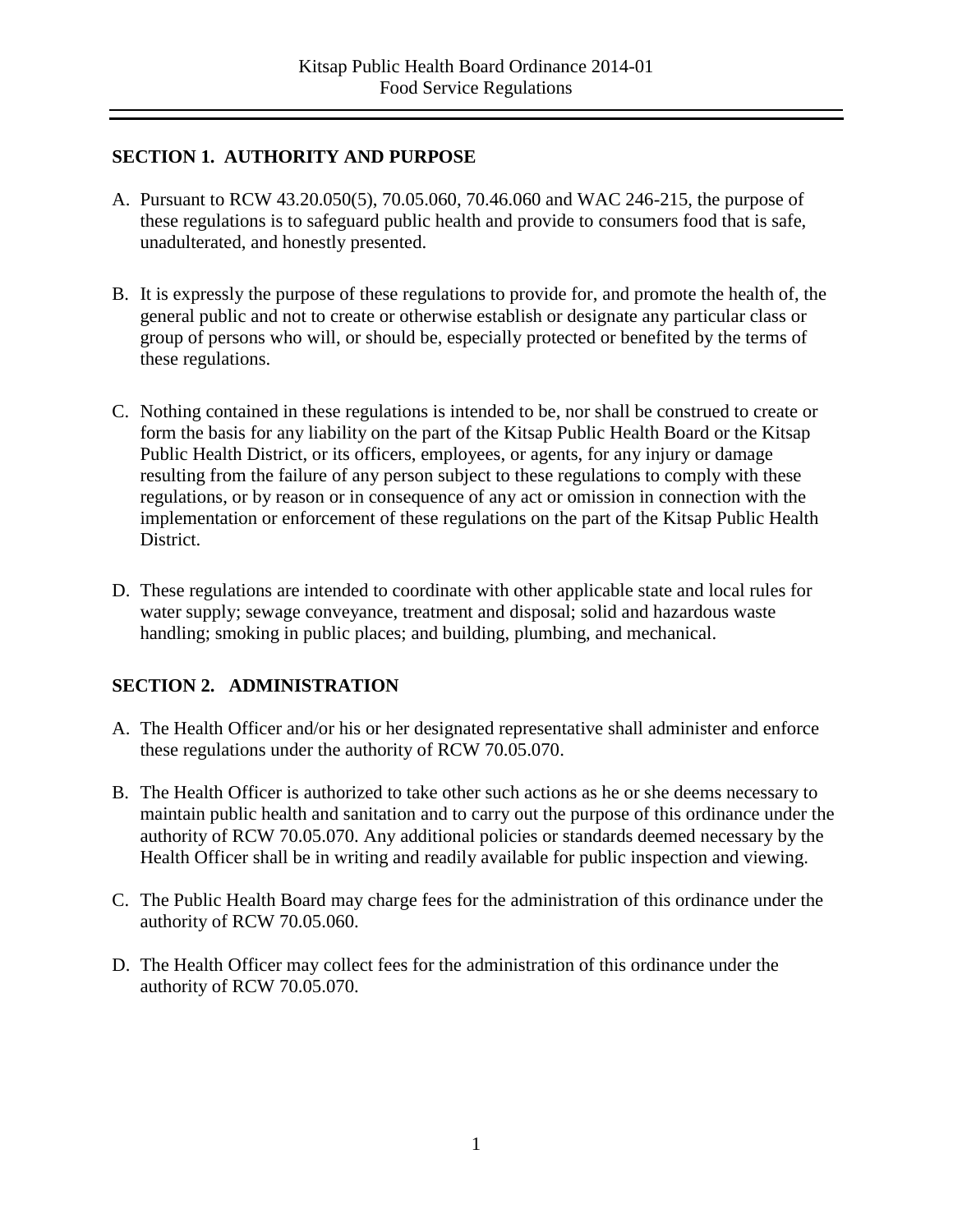## SECTION 1. AUTHORITY AND PURPOSE

A. Pursuant to RCW 43.20.050(5), 70.05.060, 70.46.060 and WAC 246-215, the purpose of these regulations is to safeguard public health and provide to consumers food that is safe, unadulterated, and honestly presented.

B. It is expressly the purpose of these regulations to provide for, and promote the health of, the general public and not to create or otherwise establish or designate any particular class or group of persons who will, or should be, especially protected or benefited by the terms of these regulations.

C. Nothing contained in these regulations is intended to be, nor shall be construed to create or form the basis for any liability on the part of the Kitsap Public Health Board or the Kitsap Public Health District, or its officers, employees, or agents, for any injury or damage resulting from the failure of any person subject to these regulations to comply with these regulations, or by reason or in consequence of any act or omission in connection with the implementation or enforcement of these regulations on the part of the Kitsap Public Health District.

D. These regulations are intended to coordinate with other applicable state and local rules for water supply; sewage conveyance, treatment and disposal; solid and hazardous waste handling; smoking in public places; and building, plumbing, and mechanical.

## SECTION 2. ADMINISTRATION

A. The Health Officer and/or his or her designated representative shall administer and enforce these regulations under the authority of RCW 70.05.070.

B. The Health Officer is authorized to take other such actions as he or she deems necessary to maintain public health and sanitation and to carry out the purpose of this ordinance under the authority of RCW 70.05.070. Any additional policies or standards deemed necessary by the Health Officer shall be in writing and readily available for public inspection and viewing.

C. The Public Health Board may charge fees for the administration of this ordinance under the authority of RCW 70.05.060.

D. The Health Officer may collect fees for the administration of this ordinance under the authority of RCW 70.05.070.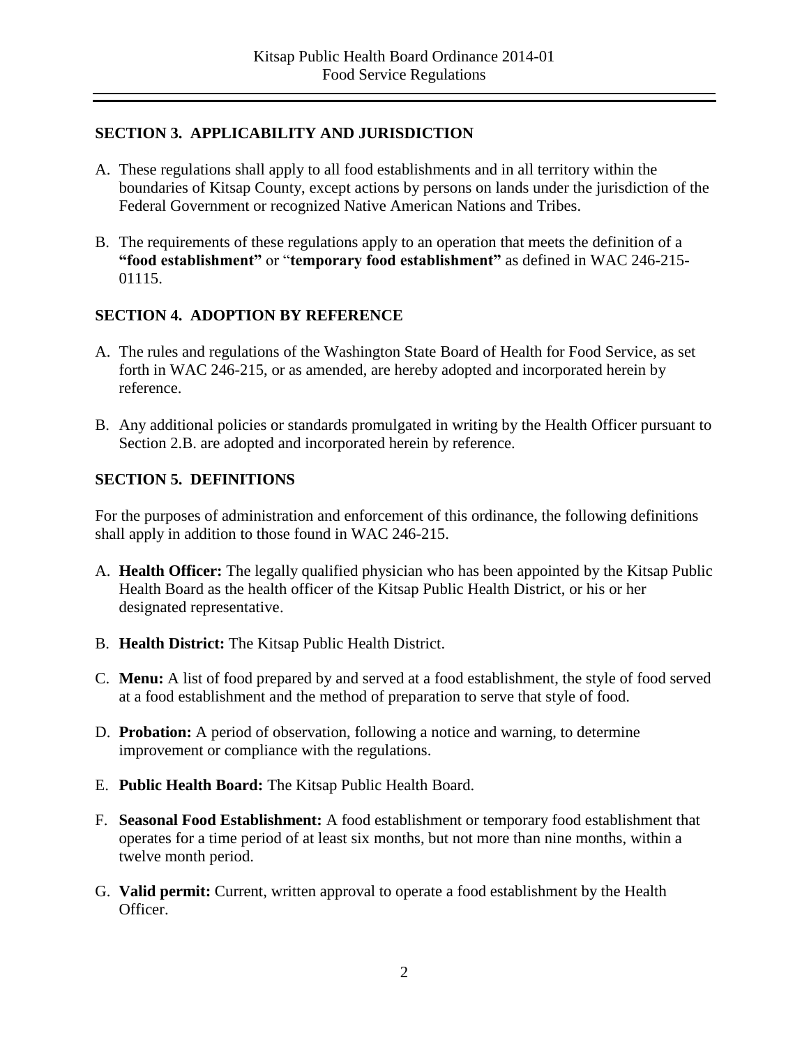## SECTION 3. APPLICABILITY AND JURISDICTION

A. These regulations shall apply to all food establishments and in all territory within the boundaries of Kitsap County, except actions by persons on lands under the jurisdiction of the Federal Government or recognized Native American Nations and Tribes.

B. The requirements of these regulations apply to an operation that meets the definition of a **"food establishment"** or "**temporary food establishment"** as defined in WAC 246-215-01115.

## SECTION 4. ADOPTION BY REFERENCE

A. The rules and regulations of the Washington State Board of Health for Food Service, as set forth in WAC 246-215, or as amended, are hereby adopted and incorporated herein by reference.

B. Any additional policies or standards promulgated in writing by the Health Officer pursuant to Section 2.B. are adopted and incorporated herein by reference.

## SECTION 5. DEFINITIONS

For the purposes of administration and enforcement of this ordinance, the following definitions shall apply in addition to those found in WAC 246-215.

A. **Health Officer:** The legally qualified physician who has been appointed by the Kitsap Public Health Board as the health officer of the Kitsap Public Health District, or his or her designated representative.

B. **Health District:** The Kitsap Public Health District.

C. **Menu:** A list of food prepared by and served at a food establishment, the style of food served at a food establishment and the method of preparation to serve that style of food.

D. **Probation:** A period of observation, following a notice and warning, to determine improvement or compliance with the regulations.

E. **Public Health Board:** The Kitsap Public Health Board.

F. **Seasonal Food Establishment:** A food establishment or temporary food establishment that operates for a time period of at least six months, but not more than nine months, within a twelve month period.

G. **Valid permit:** Current, written approval to operate a food establishment by the Health Officer.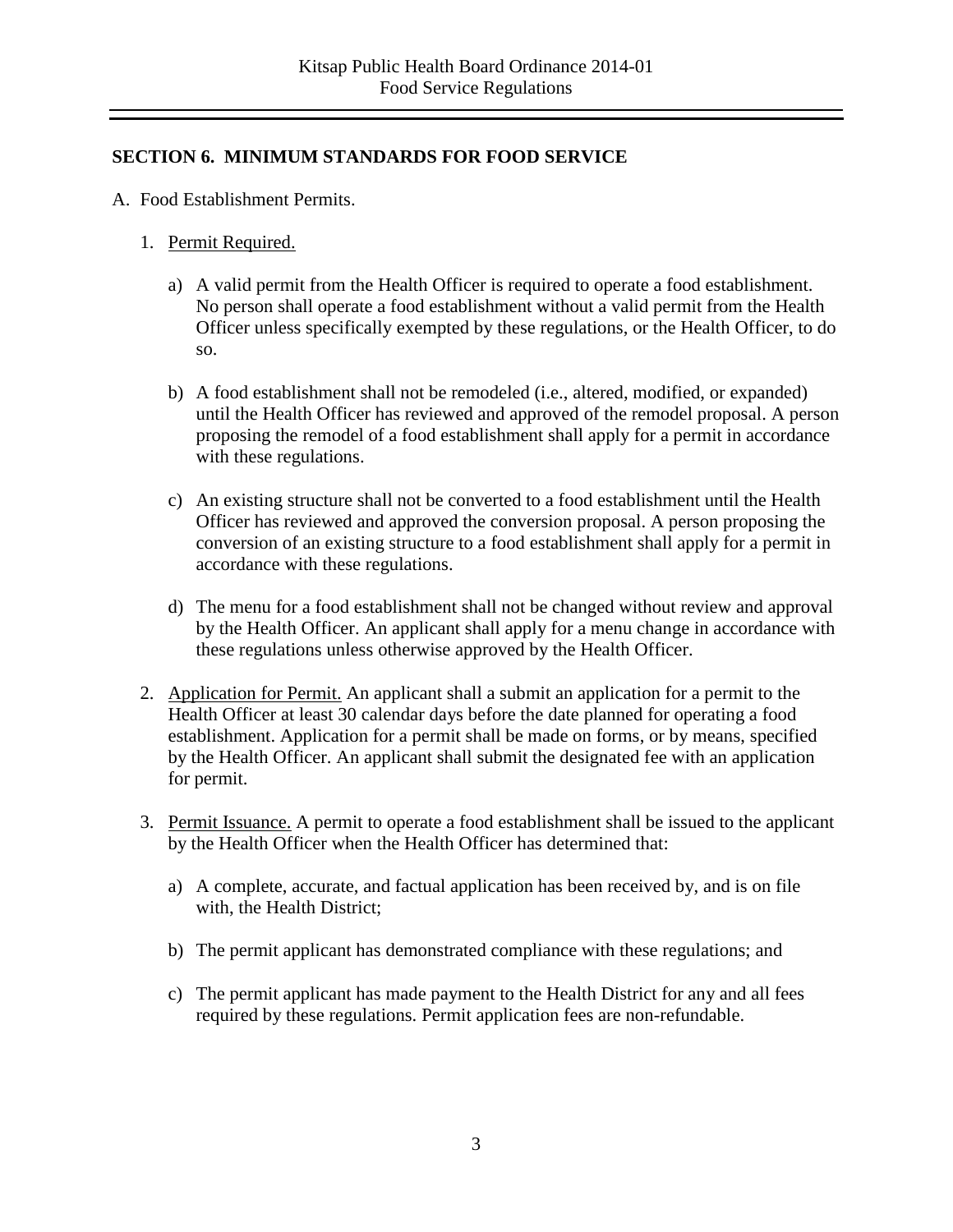## SECTION 6. MINIMUM STANDARDS FOR FOOD SERVICE

A. Food Establishment Permits.

1. Permit Required.

   a) A valid permit from the Health Officer is required to operate a food establishment. No person shall operate a food establishment without a valid permit from the Health Officer unless specifically exempted by these regulations, or the Health Officer, to do so.

   b) A food establishment shall not be remodeled (i.e., altered, modified, or expanded) until the Health Officer has reviewed and approved of the remodel proposal. A person proposing the remodel of a food establishment shall apply for a permit in accordance with these regulations.

   c) An existing structure shall not be converted to a food establishment until the Health Officer has reviewed and approved the conversion proposal. A person proposing the conversion of an existing structure to a food establishment shall apply for a permit in accordance with these regulations.

   d) The menu for a food establishment shall not be changed without review and approval by the Health Officer. An applicant shall apply for a menu change in accordance with these regulations unless otherwise approved by the Health Officer.

2. Application for Permit. An applicant shall a submit an application for a permit to the Health Officer at least 30 calendar days before the date planned for operating a food establishment. Application for a permit shall be made on forms, or by means, specified by the Health Officer. An applicant shall submit the designated fee with an application for permit.

3. Permit Issuance. A permit to operate a food establishment shall be issued to the applicant by the Health Officer when the Health Officer has determined that:

   a) A complete, accurate, and factual application has been received by, and is on file with, the Health District;

   b) The permit applicant has demonstrated compliance with these regulations; and

   c) The permit applicant has made payment to the Health District for any and all fees required by these regulations. Permit application fees are non-refundable.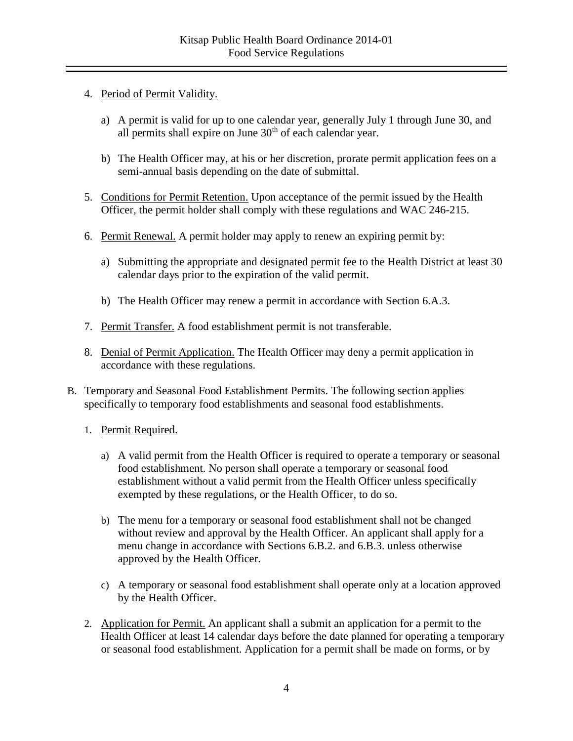4. <u>Period of Permit Validity.</u>

   a) A permit is valid for up to one calendar year, generally July 1 through June 30, and all permits shall expire on June 30th of each calendar year.

   b) The Health Officer may, at his or her discretion, prorate permit application fees on a semi-annual basis depending on the date of submittal.

5. <u>Conditions for Permit Retention.</u> Upon acceptance of the permit issued by the Health Officer, the permit holder shall comply with these regulations and WAC 246-215.

6. <u>Permit Renewal.</u> A permit holder may apply to renew an expiring permit by:

   a) Submitting the appropriate and designated permit fee to the Health District at least 30 calendar days prior to the expiration of the valid permit.

   b) The Health Officer may renew a permit in accordance with Section 6.A.3.

7. <u>Permit Transfer.</u> A food establishment permit is not transferable.

8. <u>Denial of Permit Application.</u> The Health Officer may deny a permit application in accordance with these regulations.

B. Temporary and Seasonal Food Establishment Permits. The following section applies specifically to temporary food establishments and seasonal food establishments.

   1. <u>Permit Required.</u>

      a) A valid permit from the Health Officer is required to operate a temporary or seasonal food establishment. No person shall operate a temporary or seasonal food establishment without a valid permit from the Health Officer unless specifically exempted by these regulations, or the Health Officer, to do so.

      b) The menu for a temporary or seasonal food establishment shall not be changed without review and approval by the Health Officer. An applicant shall apply for a menu change in accordance with Sections 6.B.2. and 6.B.3. unless otherwise approved by the Health Officer.

      c) A temporary or seasonal food establishment shall operate only at a location approved by the Health Officer.

   2. <u>Application for Permit.</u> An applicant shall a submit an application for a permit to the Health Officer at least 14 calendar days before the date planned for operating a temporary or seasonal food establishment. Application for a permit shall be made on forms, or by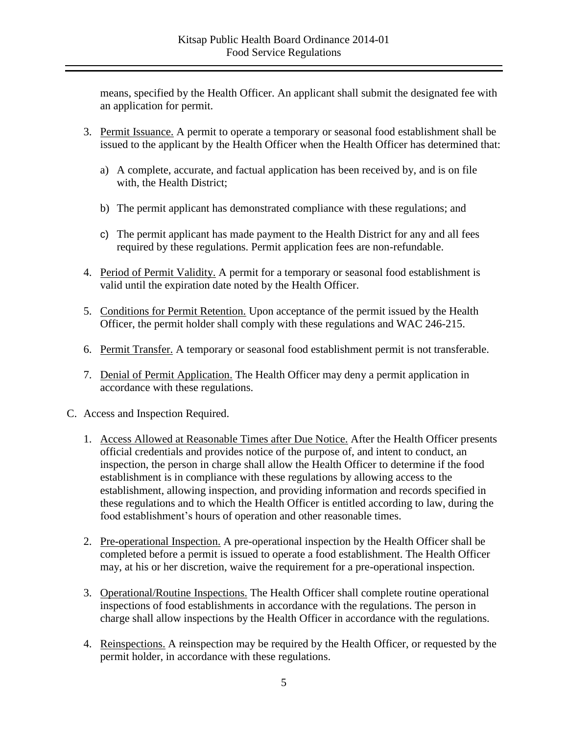means, specified by the Health Officer. An applicant shall submit the designated fee with an application for permit.

3. Permit Issuance. A permit to operate a temporary or seasonal food establishment shall be issued to the applicant by the Health Officer when the Health Officer has determined that:

   a) A complete, accurate, and factual application has been received by, and is on file with, the Health District;

   b) The permit applicant has demonstrated compliance with these regulations; and

   c) The permit applicant has made payment to the Health District for any and all fees required by these regulations. Permit application fees are non-refundable.

4. Period of Permit Validity. A permit for a temporary or seasonal food establishment is valid until the expiration date noted by the Health Officer.

5. Conditions for Permit Retention. Upon acceptance of the permit issued by the Health Officer, the permit holder shall comply with these regulations and WAC 246-215.

6. Permit Transfer. A temporary or seasonal food establishment permit is not transferable.

7. Denial of Permit Application. The Health Officer may deny a permit application in accordance with these regulations.

C. Access and Inspection Required.

1. Access Allowed at Reasonable Times after Due Notice. After the Health Officer presents official credentials and provides notice of the purpose of, and intent to conduct, an inspection, the person in charge shall allow the Health Officer to determine if the food establishment is in compliance with these regulations by allowing access to the establishment, allowing inspection, and providing information and records specified in these regulations and to which the Health Officer is entitled according to law, during the food establishment's hours of operation and other reasonable times.

2. Pre-operational Inspection. A pre-operational inspection by the Health Officer shall be completed before a permit is issued to operate a food establishment. The Health Officer may, at his or her discretion, waive the requirement for a pre-operational inspection.

3. Operational/Routine Inspections. The Health Officer shall complete routine operational inspections of food establishments in accordance with the regulations. The person in charge shall allow inspections by the Health Officer in accordance with the regulations.

4. Reinspections. A reinspection may be required by the Health Officer, or requested by the permit holder, in accordance with these regulations.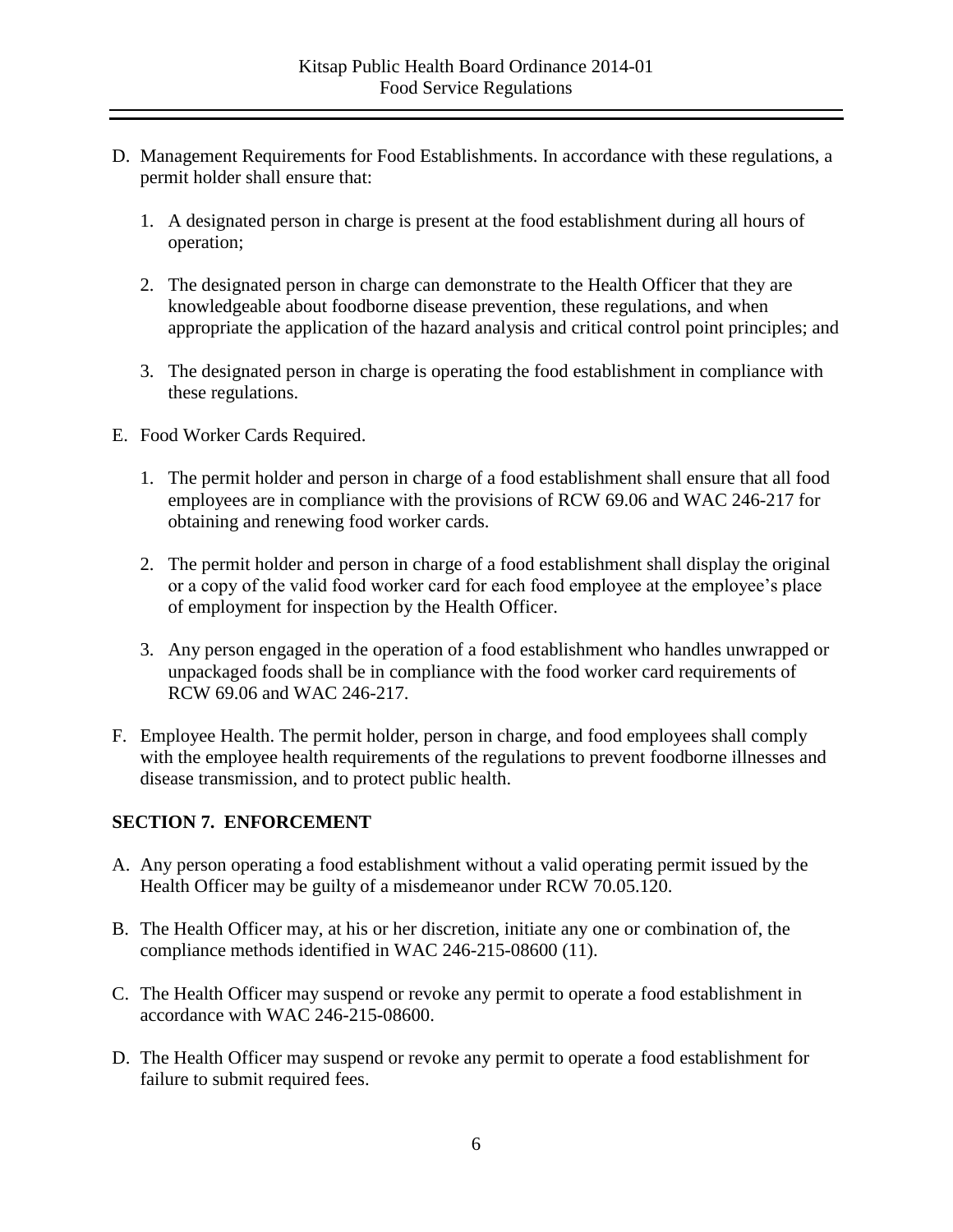D. Management Requirements for Food Establishments. In accordance with these regulations, a permit holder shall ensure that:

   1. A designated person in charge is present at the food establishment during all hours of operation;

   2. The designated person in charge can demonstrate to the Health Officer that they are knowledgeable about foodborne disease prevention, these regulations, and when appropriate the application of the hazard analysis and critical control point principles; and

   3. The designated person in charge is operating the food establishment in compliance with these regulations.

E. Food Worker Cards Required.

   1. The permit holder and person in charge of a food establishment shall ensure that all food employees are in compliance with the provisions of RCW 69.06 and WAC 246-217 for obtaining and renewing food worker cards.

   2. The permit holder and person in charge of a food establishment shall display the original or a copy of the valid food worker card for each food employee at the employee's place of employment for inspection by the Health Officer.

   3. Any person engaged in the operation of a food establishment who handles unwrapped or unpackaged foods shall be in compliance with the food worker card requirements of RCW 69.06 and WAC 246-217.

F. Employee Health. The permit holder, person in charge, and food employees shall comply with the employee health requirements of the regulations to prevent foodborne illnesses and disease transmission, and to protect public health.

## SECTION 7. ENFORCEMENT

A. Any person operating a food establishment without a valid operating permit issued by the Health Officer may be guilty of a misdemeanor under RCW 70.05.120.

B. The Health Officer may, at his or her discretion, initiate any one or combination of, the compliance methods identified in WAC 246-215-08600 (11).

C. The Health Officer may suspend or revoke any permit to operate a food establishment in accordance with WAC 246-215-08600.

D. The Health Officer may suspend or revoke any permit to operate a food establishment for failure to submit required fees.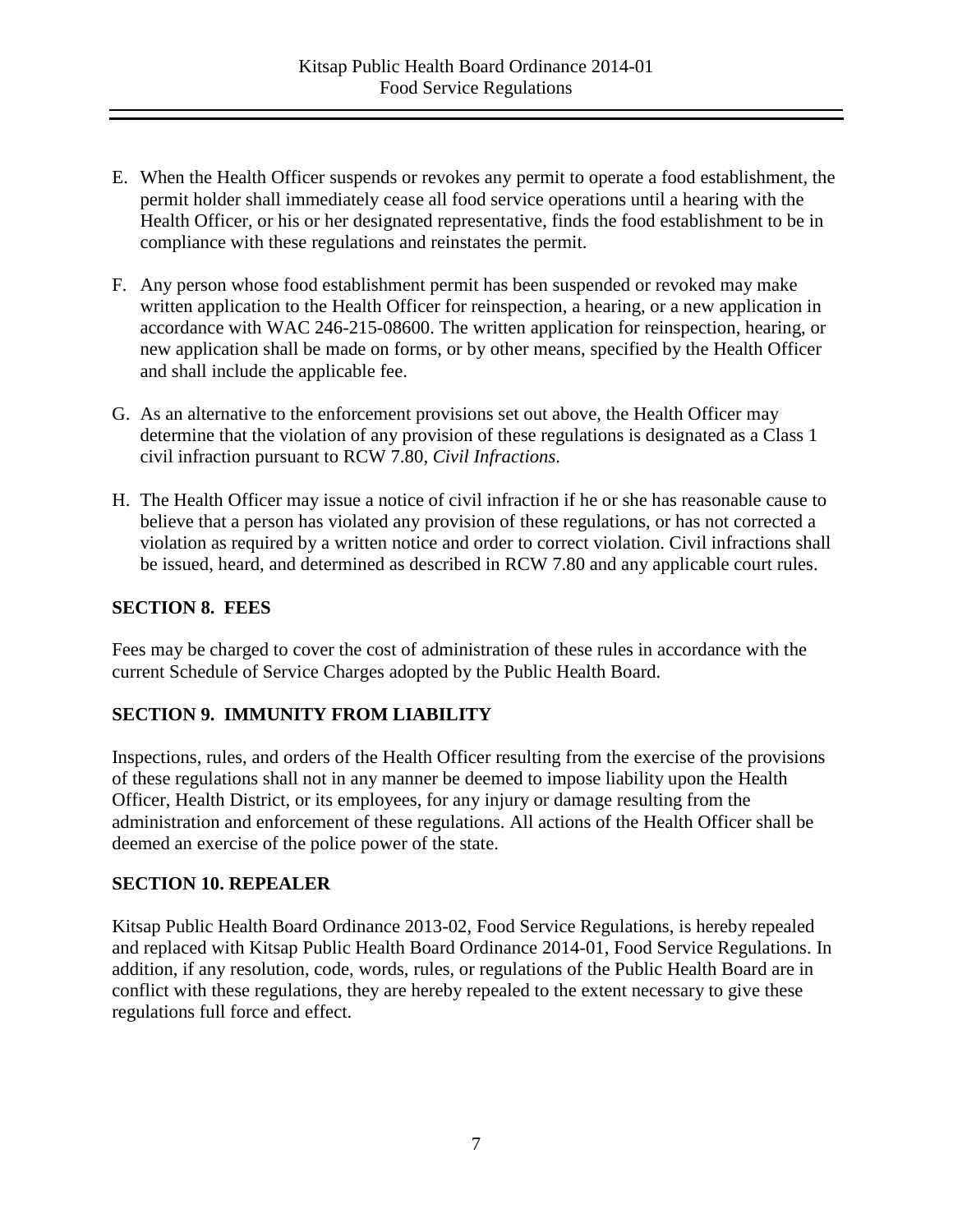E. When the Health Officer suspends or revokes any permit to operate a food establishment, the permit holder shall immediately cease all food service operations until a hearing with the Health Officer, or his or her designated representative, finds the food establishment to be in compliance with these regulations and reinstates the permit.

F. Any person whose food establishment permit has been suspended or revoked may make written application to the Health Officer for reinspection, a hearing, or a new application in accordance with WAC 246-215-08600. The written application for reinspection, hearing, or new application shall be made on forms, or by other means, specified by the Health Officer and shall include the applicable fee.

G. As an alternative to the enforcement provisions set out above, the Health Officer may determine that the violation of any provision of these regulations is designated as a Class 1 civil infraction pursuant to RCW 7.80, *Civil Infractions*.

H. The Health Officer may issue a notice of civil infraction if he or she has reasonable cause to believe that a person has violated any provision of these regulations, or has not corrected a violation as required by a written notice and order to correct violation. Civil infractions shall be issued, heard, and determined as described in RCW 7.80 and any applicable court rules.

## SECTION 8. FEES

Fees may be charged to cover the cost of administration of these rules in accordance with the current Schedule of Service Charges adopted by the Public Health Board.

## SECTION 9. IMMUNITY FROM LIABILITY

Inspections, rules, and orders of the Health Officer resulting from the exercise of the provisions of these regulations shall not in any manner be deemed to impose liability upon the Health Officer, Health District, or its employees, for any injury or damage resulting from the administration and enforcement of these regulations. All actions of the Health Officer shall be deemed an exercise of the police power of the state.

## SECTION 10. REPEALER

Kitsap Public Health Board Ordinance 2013-02, Food Service Regulations, is hereby repealed and replaced with Kitsap Public Health Board Ordinance 2014-01, Food Service Regulations. In addition, if any resolution, code, words, rules, or regulations of the Public Health Board are in conflict with these regulations, they are hereby repealed to the extent necessary to give these regulations full force and effect.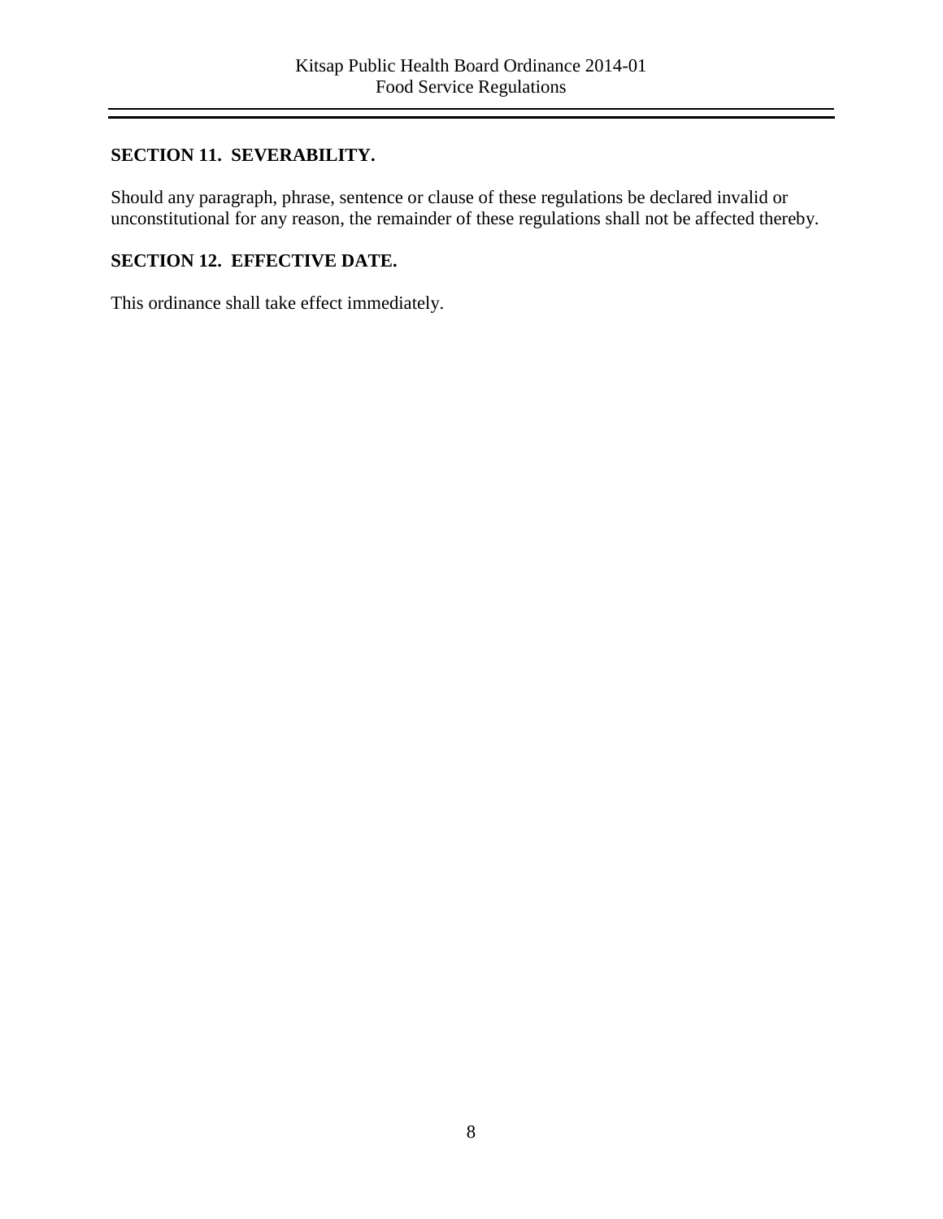## SECTION 11. SEVERABILITY.

Should any paragraph, phrase, sentence or clause of these regulations be declared invalid or unconstitutional for any reason, the remainder of these regulations shall not be affected thereby.

## SECTION 12. EFFECTIVE DATE.

This ordinance shall take effect immediately.